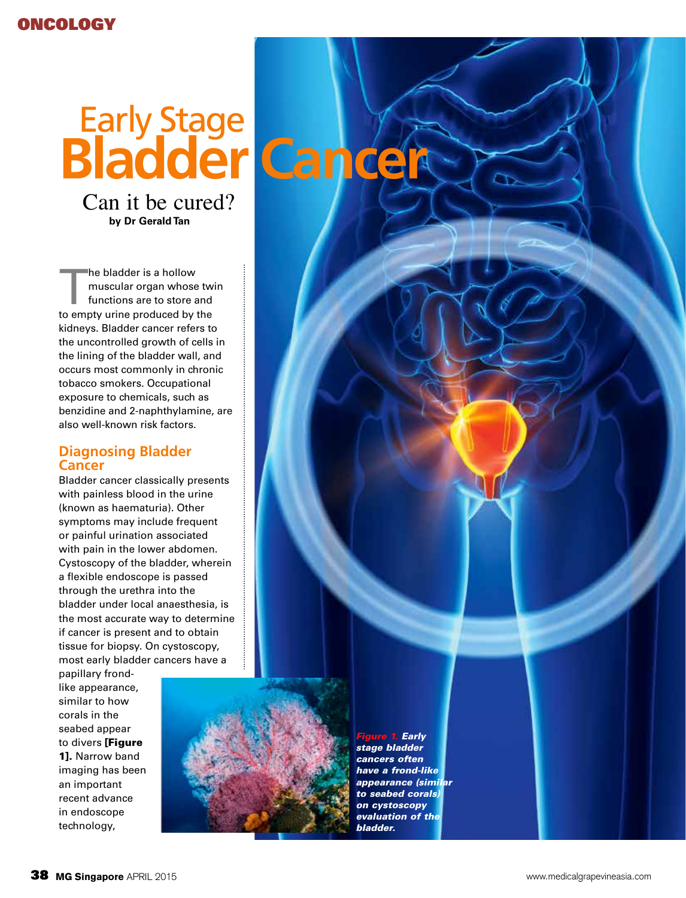# Early Stage Bladder Cancer

## Can it be cured?

**by Dr Gerald Tan**

The bladder is a hollow muscular organ whose twin functions are to store and to empty urine produced by the kidneys. Bladder cancer refers to the uncontrolled growth of cells in the lining of the bladder wall, and occurs most commonly in chronic tobacco smokers. Occupational exposure to chemicals, such as benzidine and 2-naphthylamine, are also well-known risk factors.

## Diagnosing Bladder Cancer

Bladder cancer classically presents with painless blood in the urine (known as haematuria). Other symptoms may include frequent or painful urination associated with pain in the lower abdomen. Cystoscopy of the bladder, wherein a flexible endoscope is passed through the urethra into the bladder under local anaesthesia, is the most accurate way to determine if cancer is present and to obtain tissue for biopsy. On cystoscopy, most early bladder cancers have a papillary frond-like appearance, similar to how corals in the seabed appear to divers **[Figure 1].** Narrow band imaging has been an important recent advance in endoscope technology,

***Figure 1.* Early stage bladder cancers often have a frond-like appearance (similar to seabed corals) on cystoscopy evaluation of the bladder.**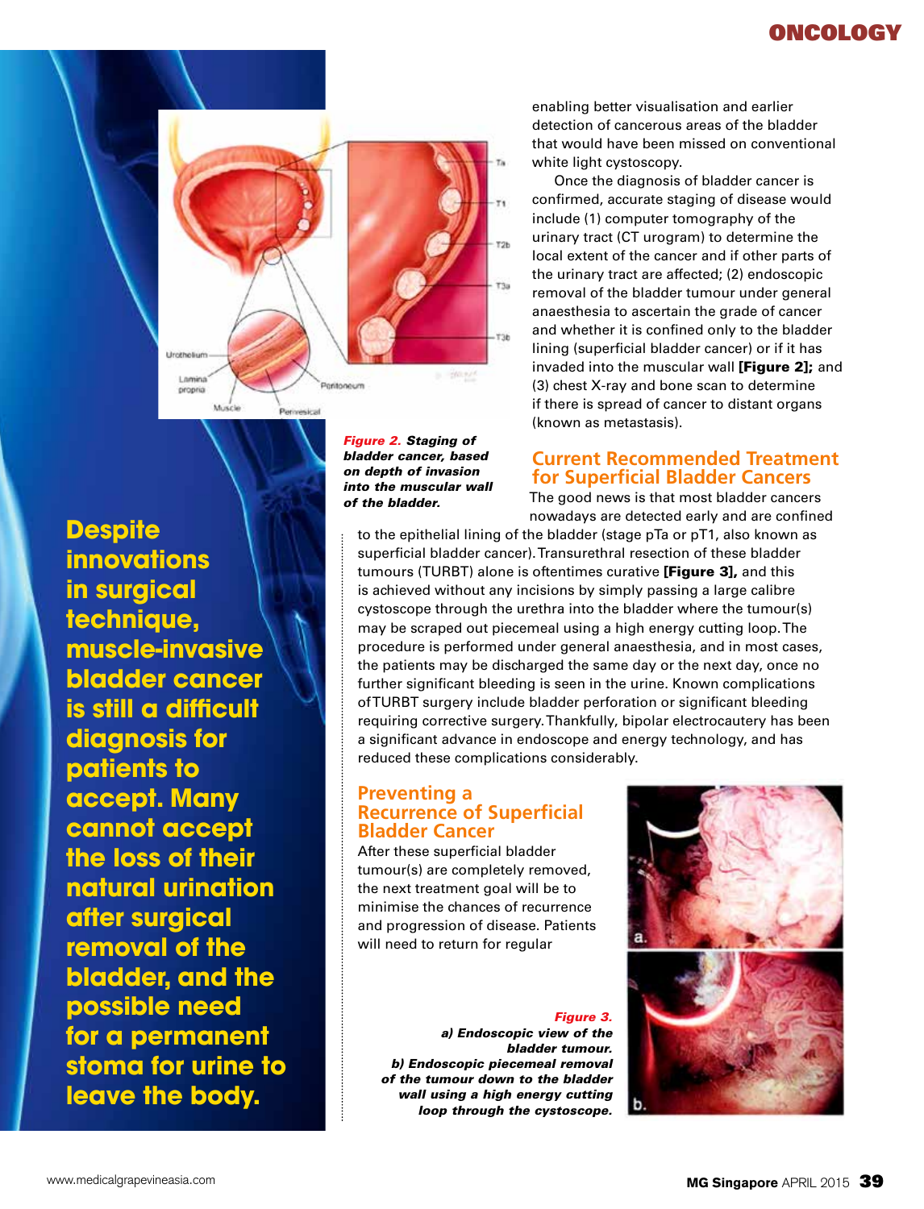enabling better visualisation and earlier detection of cancerous areas of the bladder that would have been missed on conventional white light cystoscopy.

Once the diagnosis of bladder cancer is confirmed, accurate staging of disease would include (1) computer tomography of the urinary tract (CT urogram) to determine the local extent of the cancer and if other parts of the urinary tract are affected; (2) endoscopic removal of the bladder tumour under general anaesthesia to ascertain the grade of cancer and whether it is confined only to the bladder lining (superficial bladder cancer) or if it has invaded into the muscular wall **[Figure 2];** and (3) chest X-ray and bone scan to determine if there is spread of cancer to distant organs (known as metastasis).

***Figure 2.*** ***Staging of bladder cancer, based on depth of invasion into the muscular wall of the bladder.***

**Despite innovations in surgical technique, muscle-invasive bladder cancer is still a difficult diagnosis for patients to accept. Many cannot accept the loss of their natural urination after surgical removal of the bladder, and the possible need for a permanent stoma for urine to leave the body.**

## Current Recommended Treatment for Superficial Bladder Cancers

The good news is that most bladder cancers nowadays are detected early and are confined to the epithelial lining of the bladder (stage pTa or pT1, also known as superficial bladder cancer). Transurethral resection of these bladder tumours (TURBT) alone is oftentimes curative **[Figure 3],** and this is achieved without any incisions by simply passing a large calibre cystoscope through the urethra into the bladder where the tumour(s) may be scraped out piecemeal using a high energy cutting loop. The procedure is performed under general anaesthesia, and in most cases, the patients may be discharged the same day or the next day, once no further significant bleeding is seen in the urine. Known complications of TURBT surgery include bladder perforation or significant bleeding requiring corrective surgery. Thankfully, bipolar electrocautery has been a significant advance in endoscope and energy technology, and has reduced these complications considerably.

## Preventing a Recurrence of Superficial Bladder Cancer

After these superficial bladder tumour(s) are completely removed, the next treatment goal will be to minimise the chances of recurrence and progression of disease. Patients will need to return for regular

***Figure 3.*** ***a) Endoscopic view of the bladder tumour. b) Endoscopic piecemeal removal of the tumour down to the bladder wall using a high energy cutting loop through the cystoscope.***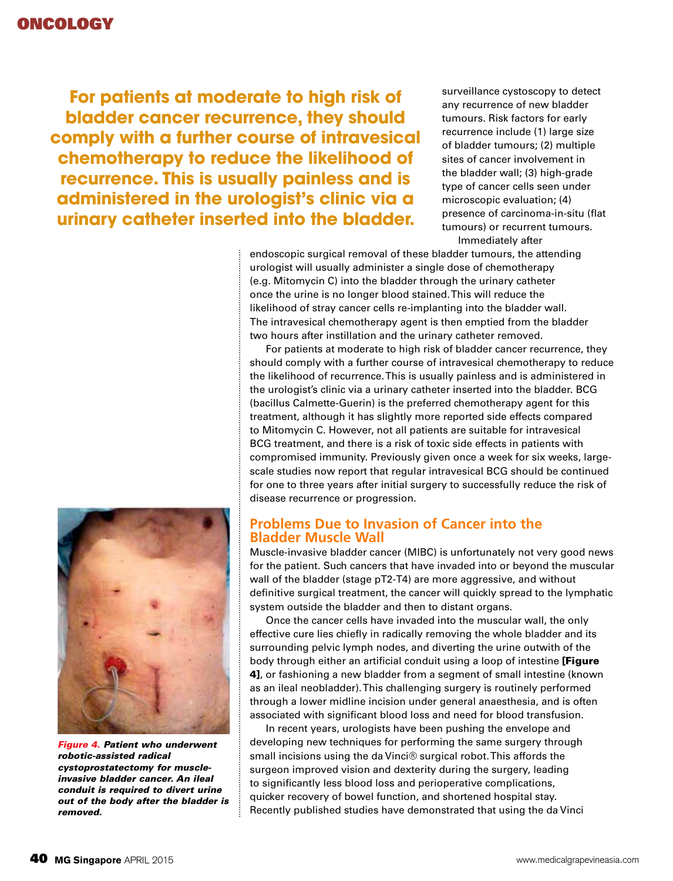**For patients at moderate to high risk of bladder cancer recurrence, they should comply with a further course of intravesical chemotherapy to reduce the likelihood of recurrence. This is usually painless and is administered in the urologist's clinic via a urinary catheter inserted into the bladder.**

surveillance cystoscopy to detect any recurrence of new bladder tumours. Risk factors for early recurrence include (1) large size of bladder tumours; (2) multiple sites of cancer involvement in the bladder wall; (3) high-grade type of cancer cells seen under microscopic evaluation; (4) presence of carcinoma-in-situ (flat tumours) or recurrent tumours.

Immediately after endoscopic surgical removal of these bladder tumours, the attending urologist will usually administer a single dose of chemotherapy (e.g. Mitomycin C) into the bladder through the urinary catheter once the urine is no longer blood stained. This will reduce the likelihood of stray cancer cells re-implanting into the bladder wall. The intravesical chemotherapy agent is then emptied from the bladder two hours after instillation and the urinary catheter removed.

For patients at moderate to high risk of bladder cancer recurrence, they should comply with a further course of intravesical chemotherapy to reduce the likelihood of recurrence. This is usually painless and is administered in the urologist's clinic via a urinary catheter inserted into the bladder. BCG (bacillus Calmette-Guerin) is the preferred chemotherapy agent for this treatment, although it has slightly more reported side effects compared to Mitomycin C. However, not all patients are suitable for intravesical BCG treatment, and there is a risk of toxic side effects in patients with compromised immunity. Previously given once a week for six weeks, large-scale studies now report that regular intravesical BCG should be continued for one to three years after initial surgery to successfully reduce the risk of disease recurrence or progression.

## Problems Due to Invasion of Cancer into the Bladder Muscle Wall

Muscle-invasive bladder cancer (MIBC) is unfortunately not very good news for the patient. Such cancers that have invaded into or beyond the muscular wall of the bladder (stage pT2-T4) are more aggressive, and without definitive surgical treatment, the cancer will quickly spread to the lymphatic system outside the bladder and then to distant organs.

Once the cancer cells have invaded into the muscular wall, the only effective cure lies chiefly in radically removing the whole bladder and its surrounding pelvic lymph nodes, and diverting the urine outwith of the body through either an artificial conduit using a loop of intestine **[Figure 4]**, or fashioning a new bladder from a segment of small intestine (known as an ileal neobladder). This challenging surgery is routinely performed through a lower midline incision under general anaesthesia, and is often associated with significant blood loss and need for blood transfusion.

In recent years, urologists have been pushing the envelope and developing new techniques for performing the same surgery through small incisions using the da Vinci® surgical robot. This affords the surgeon improved vision and dexterity during the surgery, leading to significantly less blood loss and perioperative complications, quicker recovery of bowel function, and shortened hospital stay. Recently published studies have demonstrated that using the da Vinci

***Figure 4.** Patient who underwent robotic-assisted radical cystoprostatectomy for muscle-invasive bladder cancer. An ileal conduit is required to divert urine out of the body after the bladder is removed.*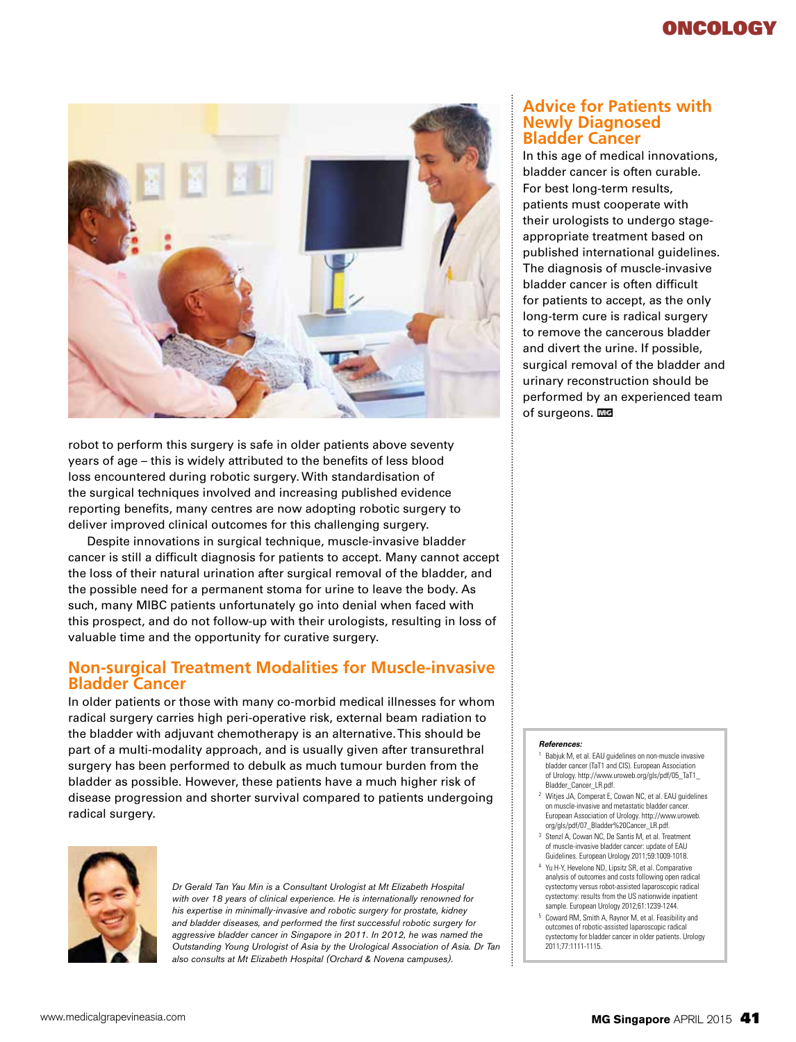robot to perform this surgery is safe in older patients above seventy years of age – this is widely attributed to the benefits of less blood loss encountered during robotic surgery. With standardisation of the surgical techniques involved and increasing published evidence reporting benefits, many centres are now adopting robotic surgery to deliver improved clinical outcomes for this challenging surgery.

Despite innovations in surgical technique, muscle-invasive bladder cancer is still a difficult diagnosis for patients to accept. Many cannot accept the loss of their natural urination after surgical removal of the bladder, and the possible need for a permanent stoma for urine to leave the body. As such, many MIBC patients unfortunately go into denial when faced with this prospect, and do not follow-up with their urologists, resulting in loss of valuable time and the opportunity for curative surgery.

## Non-surgical Treatment Modalities for Muscle-invasive Bladder Cancer

In older patients or those with many co-morbid medical illnesses for whom radical surgery carries high peri-operative risk, external beam radiation to the bladder with adjuvant chemotherapy is an alternative. This should be part of a multi-modality approach, and is usually given after transurethral surgery has been performed to debulk as much tumour burden from the bladder as possible. However, these patients have a much higher risk of disease progression and shorter survival compared to patients undergoing radical surgery.

*Dr Gerald Tan Yau Min is a Consultant Urologist at Mt Elizabeth Hospital with over 18 years of clinical experience. He is internationally renowned for his expertise in minimally-invasive and robotic surgery for prostate, kidney and bladder diseases, and performed the first successful robotic surgery for aggressive bladder cancer in Singapore in 2011. In 2012, he was named the Outstanding Young Urologist of Asia by the Urological Association of Asia. Dr Tan also consults at Mt Elizabeth Hospital (Orchard & Novena campuses).*

## Advice for Patients with Newly Diagnosed Bladder Cancer

In this age of medical innovations, bladder cancer is often curable. For best long-term results, patients must cooperate with their urologists to undergo stage-appropriate treatment based on published international guidelines. The diagnosis of muscle-invasive bladder cancer is often difficult for patients to accept, as the only long-term cure is radical surgery to remove the cancerous bladder and divert the urine. If possible, surgical removal of the bladder and urinary reconstruction should be performed by an experienced team of surgeons.

***References:***

1. Babjuk M, et al. EAU guidelines on non-muscle invasive bladder cancer (TaT1 and CIS). European Association of Urology. http://www.uroweb.org/gls/pdf/05_TaT1_Bladder_Cancer_LR.pdf.
2. Witjes JA, Comperat E, Cowan NC, et al. EAU guidelines on muscle-invasive and metastatic bladder cancer. European Association of Urology. http://www.uroweb.org/gls/pdf/07_Bladder%20Cancer_LR.pdf.
3. Stenzl A, Cowan NC, De Santis M, et al. Treatment of muscle-invasive bladder cancer: update of EAU Guidelines. European Urology 2011;59:1009-1018.
4. Yu H-Y, Hevelone ND, Lipsitz SR, et al. Comparative analysis of outcomes and costs following open radical cystectomy versus robot-assisted laparoscopic radical cystectomy: results from the US nationwide inpatient sample. European Urology 2012;61:1239-1244.
5. Coward RM, Smith A, Raynor M, et al. Feasibility and outcomes of robotic-assisted laparoscopic radical cystectomy for bladder cancer in older patients. Urology 2011;77:1111-1115.